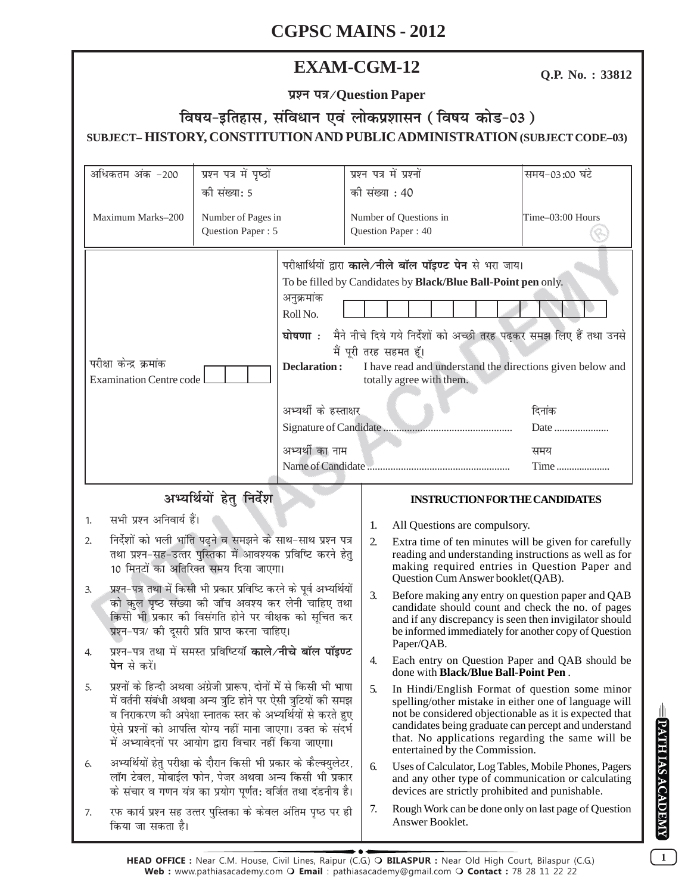# CGPSC MAINS - 2012

## EXAM-CGM-12

**Q.P. No. : 33812**

**प्रश्न पत्र/Question Paper**

### विषय-इतिहास, संविधान एवं लोकप्रशासन (विषय कोड-03)

### SUBJECT– HISTORY, CONSTITUTION AND PUBLIC ADMINISTRATION (SUBJECT CODE–03)

| अधिकतम अंक -200 | प्रश्न पत्र में पृष्ठों की संख्या: 5 | प्रश्न पत्र में प्रश्नों की संख्या : 40 | समय-03:00 घंटे |
|---|---|---|---|
| Maximum Marks–200 | Number of Pages in Question Paper : 5 | Number of Questions in Question Paper : 40 | Time–03:00 Hours |

परीक्षार्थियों द्वारा **काले/नीले बॉल पॉइण्ट पेन** से भरा जाय।
To be filled by Candidates by **Black/Blue Ball-Point pen** only.

अनुक्रमांक
Roll No.

**घोषणा :** मैंने नीचे दिये गये निर्देशों को अच्छी तरह पढ़कर समझ लिए हैं तथा उनसे मैं पूरी तरह सहमत हूँ।

**Declaration :** I have read and understand the directions given below and totally agree with them.

परीक्षा केन्द्र क्रमांक
Examination Centre code

अभ्यर्थी के हस्ताक्षर
Signature of Candidate ................................................ दिनांक Date ....................

अभ्यर्थी का नाम
Name of Candidate ...................................................... समय Time ....................

### अभ्यर्थियों हेतु निर्देश

1. सभी प्रश्न अनिवार्य हैं।
2. निर्देशों को भली भांति पढ़ने व समझने के साथ-साथ प्रश्न पत्र तथा प्रश्न-सह-उत्तर पुस्तिका में आवश्यक प्रविष्टि करने हेतु 10 मिनटों का अतिरिक्त समय दिया जाएगा।
3. प्रश्न-पत्र तथा में किसी भी प्रकार प्रविष्टि करने के पूर्व अभ्यर्थियों को कुल पृष्ठ संख्या की जाँच अवश्य कर लेनी चाहिए तथा किसी भी प्रकार की विसंगति होने पर वीक्षक को सूचित कर प्रश्न-पत्र/ की दूसरी प्रति प्राप्त करना चाहिए।
4. प्रश्न-पत्र तथा में समस्त प्रविष्टियाँ **काले/नीचे बॉल पॉइण्ट पेन** से करें।
5. प्रश्नों के हिन्दी अथवा अंग्रेजी प्रारूप, दोनों में से किसी भी भाषा में वर्तनी संबंधी अथवा अन्य त्रुटि होने पर ऐसी त्रुटियों की समझ व निराकरण की अपेक्षा स्नातक स्तर के अभ्यर्थियों से करते हुए ऐसे प्रश्नों को आपत्ति योग्य नहीं माना जाएगा। उक्त के संदर्भ में अभ्यावेदनों पर आयोग द्वारा विचार नहीं किया जाएगा।
6. अभ्यर्थियों हेतु परीक्षा के दौरान किसी भी प्रकार के कैल्क्युलेटर, लॉग टेबल, मोबाईल फोन, पेजर अथवा अन्य किसी भी प्रकार के संचार व गणन यंत्र का प्रयोग पूर्णतः वर्जित तथा दंडनीय है।
7. रफ कार्य प्रश्न सह उत्तर पुस्तिका के केवल अंतिम पृष्ठ पर ही किया जा सकता है।

### INSTRUCTION FOR THE CANDIDATES

1. All Questions are compulsory.
2. Extra time of ten minutes will be given for carefully reading and understanding instructions as well as for making required entries in Question Paper and Question Cum Answer booklet(QAB).
3. Before making any entry on question paper and QAB candidate should count and check the no. of pages and if any discrepancy is seen then invigilator should be informed immediately for another copy of Question Paper/QAB.
4. Each entry on Question Paper and QAB should be done with **Black/Blue Ball-Point Pen**.
5. In Hindi/English Format of question some minor spelling/other mistake in either one of language will not be considered objectionable as it is expected that candidates being graduate can percept and understand that. No applications regarding the same will be entertained by the Commission.
6. Uses of Calculator, Log Tables, Mobile Phones, Pagers and any other type of communication or calculating devices are strictly prohibited and punishable.
7. Rough Work can be done only on last page of Question Answer Booklet.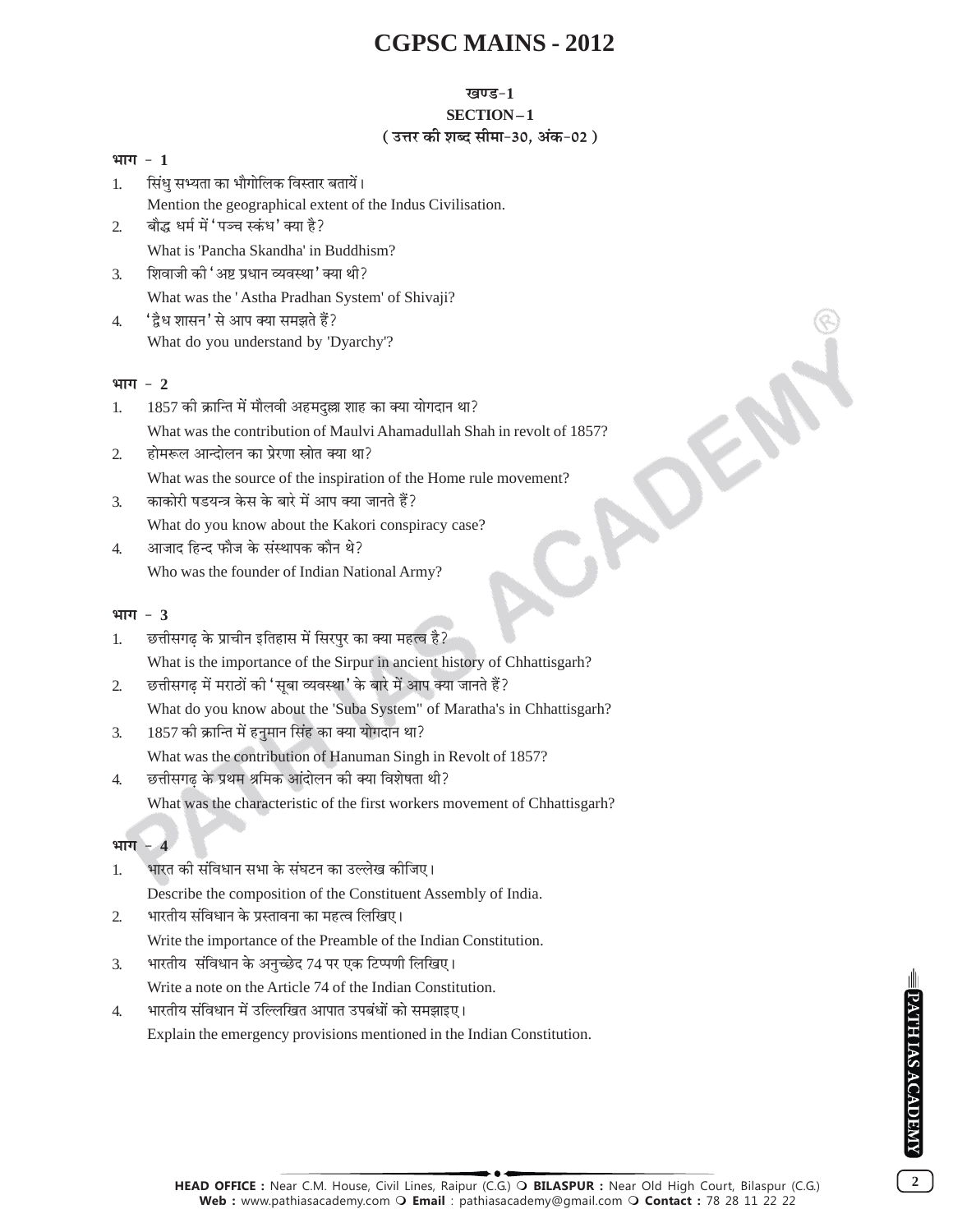# CGPSC MAINS - 2012

### खण्ड-1

### SECTION – 1

### ( उत्तर की शब्द सीमा-30, अंक-02 )

**भाग - 1**

1. सिंधु सभ्यता का भौगोलिक विस्तार बतायें।
   Mention the geographical extent of the Indus Civilisation.
2. बौद्ध धर्म में 'पञ्च स्कंध' क्या है?
   What is 'Pancha Skandha' in Buddhism?
3. शिवाजी की 'अष्ट प्रधान व्यवस्था' क्या थी?
   What was the ' Astha Pradhan System' of Shivaji?
4. 'द्वैध शासन' से आप क्या समझते हैं?
   What do you understand by 'Dyarchy'?

**भाग - 2**

1. 1857 की क्रान्ति में मौलवी अहमदुल्ला शाह का क्या योगदान था?
   What was the contribution of Maulvi Ahamadullah Shah in revolt of 1857?
2. होमरूल आन्दोलन का प्रेरणा स्रोत क्या था?
   What was the source of the inspiration of the Home rule movement?
3. काकोरी षडयन्त्र केस के बारे में आप क्या जानते हैं?
   What do you know about the Kakori conspiracy case?
4. आजाद हिन्द फौज के संस्थापक कौन थे?
   Who was the founder of Indian National Army?

**भाग - 3**

1. छत्तीसगढ़ के प्राचीन इतिहास में सिरपुर का क्या महत्व है?
   What is the importance of the Sirpur in ancient history of Chhattisgarh?
2. छत्तीसगढ़ में मराठों की 'सूबा व्यवस्था' के बारे में आप क्या जानते हैं?
   What do you know about the 'Suba System" of Maratha's in Chhattisgarh?
3. 1857 की क्रान्ति में हनुमान सिंह का क्या योगदान था?
   What was the contribution of Hanuman Singh in Revolt of 1857?
4. छत्तीसगढ़ के प्रथम श्रमिक आंदोलन की क्या विशेषता थी?
   What was the characteristic of the first workers movement of Chhattisgarh?

**भाग - 4**

1. भारत की संविधान सभा के संघटन का उल्लेख कीजिए।
   Describe the composition of the Constituent Assembly of India.
2. भारतीय संविधान के प्रस्तावना का महत्व लिखिए।
   Write the importance of the Preamble of the Indian Constitution.
3. भारतीय संविधान के अनुच्छेद 74 पर एक टिप्पणी लिखिए।
   Write a note on the Article 74 of the Indian Constitution.
4. भारतीय संविधान में उल्लिखित आपात उपबंधों को समझाइए।
   Explain the emergency provisions mentioned in the Indian Constitution.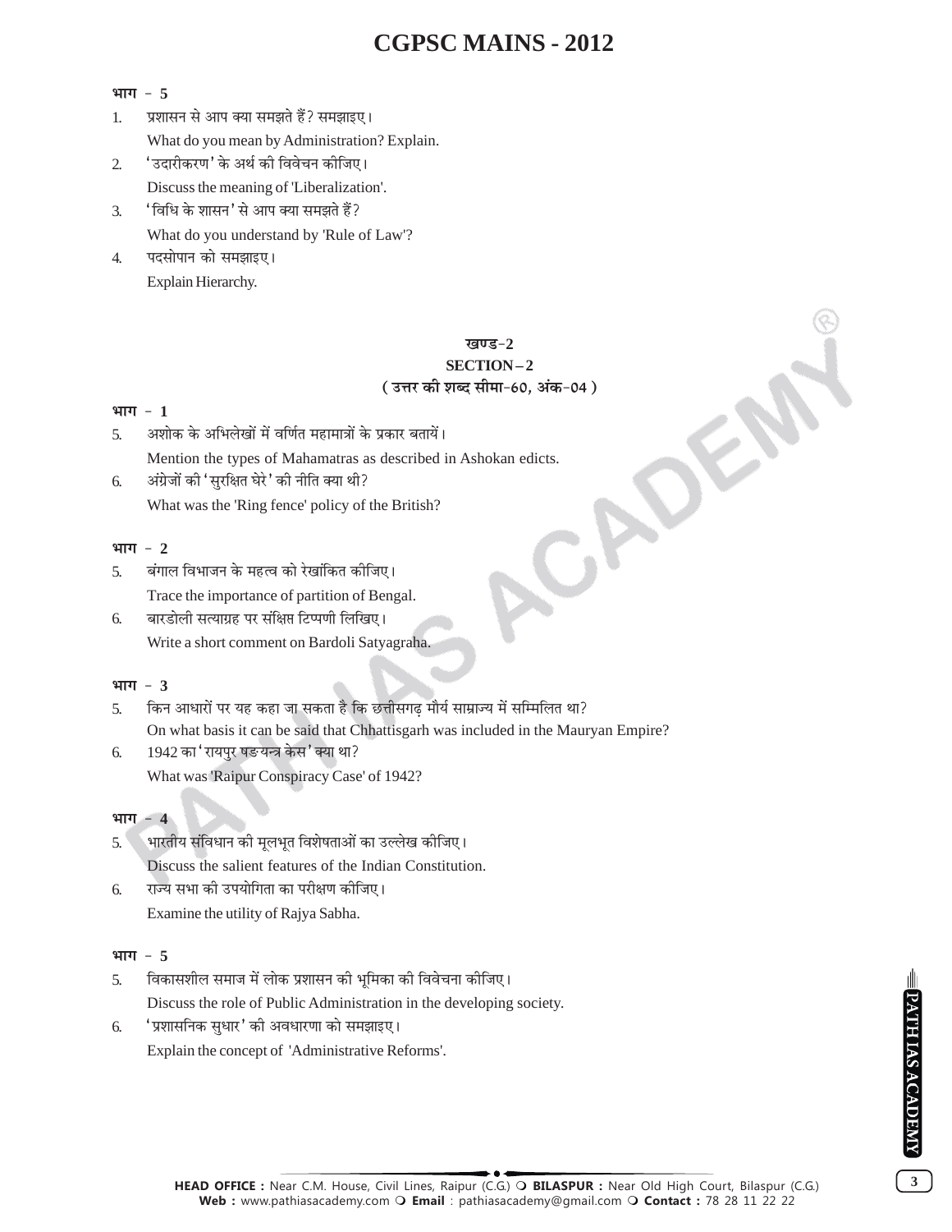**भाग - 5**

1. प्रशासन से आप क्या समझते हैं? समझाइए।
   What do you mean by Administration? Explain.
2. 'उदारीकरण' के अर्थ की विवेचन कीजिए।
   Discuss the meaning of 'Liberalization'.
3. 'विधि के शासन' से आप क्या समझते हैं?
   What do you understand by 'Rule of Law'?
4. पदसोपान को समझाइए।
   Explain Hierarchy.

## खण्ड-2
## SECTION – 2
### ( उत्तर की शब्द सीमा-60, अंक-04 )

**भाग - 1**

5. अशोक के अभिलेखों में वर्णित महामात्रों के प्रकार बतायें।
   Mention the types of Mahamatras as described in Ashokan edicts.
6. अंग्रेजों की 'सुरक्षित घेरे' की नीति क्या थी?
   What was the 'Ring fence' policy of the British?

**भाग - 2**

5. बंगाल विभाजन के महत्व को रेखांकित कीजिए।
   Trace the importance of partition of Bengal.
6. बारडोली सत्याग्रह पर संक्षिप्त टिप्पणी लिखिए।
   Write a short comment on Bardoli Satyagraha.

**भाग - 3**

5. किन आधारों पर यह कहा जा सकता है कि छत्तीसगढ़ मौर्य साम्राज्य में सम्मिलित था?
   On what basis it can be said that Chhattisgarh was included in the Mauryan Empire?
6. 1942 का 'रायपुर षड्यन्त्र केस' क्या था?
   What was 'Raipur Conspiracy Case' of 1942?

**भाग - 4**

5. भारतीय संविधान की मूलभूत विशेषताओं का उल्लेख कीजिए।
   Discuss the salient features of the Indian Constitution.
6. राज्य सभा की उपयोगिता का परीक्षण कीजिए।
   Examine the utility of Rajya Sabha.

**भाग - 5**

5. विकासशील समाज में लोक प्रशासन की भूमिका की विवेचना कीजिए।
   Discuss the role of Public Administration in the developing society.
6. 'प्रशासनिक सुधार' की अवधारणा को समझाइए।
   Explain the concept of 'Administrative Reforms'.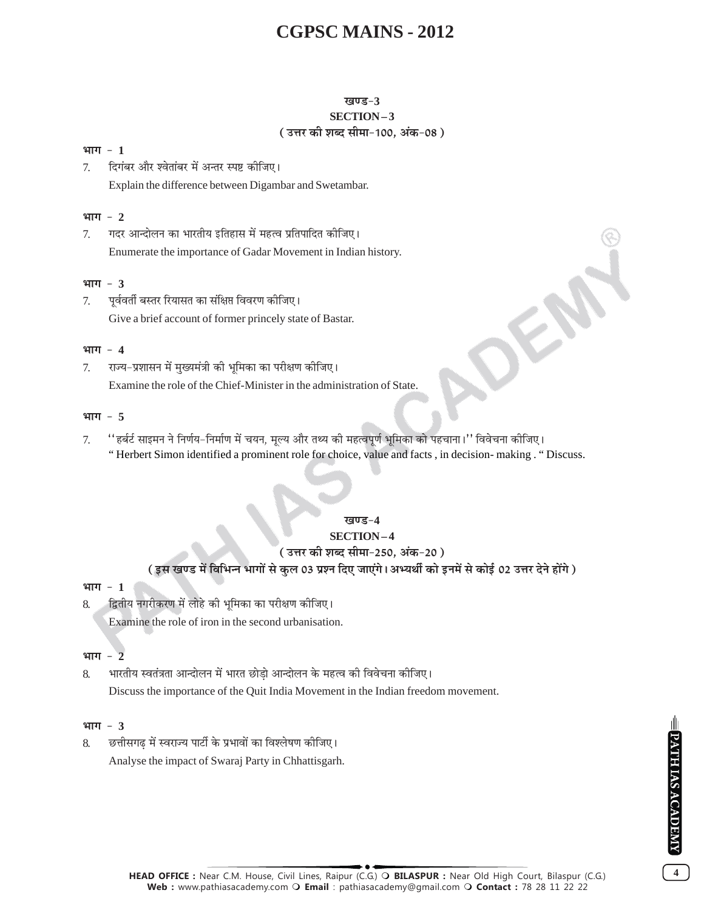## खण्ड-3
## SECTION – 3
### ( उत्तर की शब्द सीमा-100, अंक-08 )

**भाग - 1**

7. दिगंबर और श्वेतांबर में अन्तर स्पष्ट कीजिए।
   Explain the difference between Digambar and Swetambar.

**भाग - 2**

7. गदर आन्दोलन का भारतीय इतिहास में महत्व प्रतिपादित कीजिए।
   Enumerate the importance of Gadar Movement in Indian history.

**भाग - 3**

7. पूर्ववर्ती बस्तर रियासत का संक्षिप्त विवरण कीजिए।
   Give a brief account of former princely state of Bastar.

**भाग - 4**

7. राज्य-प्रशासन में मुख्यमंत्री की भूमिका का परीक्षण कीजिए।
   Examine the role of the Chief-Minister in the administration of State.

**भाग - 5**

7. ''हर्बर्ट साइमन ने निर्णय-निर्माण में चयन, मूल्य और तथ्य की महत्वपूर्ण भूमिका को पहचाना।'' विवेचना कीजिए।
   " Herbert Simon identified a prominent role for choice, value and facts , in decision- making . " Discuss.

## खण्ड-4
## SECTION – 4
### ( उत्तर की शब्द सीमा-250, अंक-20 )
### ( इस खण्ड में विभिन्न भागों से कुल 03 प्रश्न दिए जाएंगे। अभ्यर्थी को इनमें से कोई 02 उत्तर देने होंगे )

**भाग - 1**

8. द्वितीय नगरीकरण में लोहे की भूमिका का परीक्षण कीजिए।
   Examine the role of iron in the second urbanisation.

**भाग - 2**

8. भारतीय स्वतंत्रता आन्दोलन में भारत छोड़ो आन्दोलन के महत्व की विवेचना कीजिए।
   Discuss the importance of the Quit India Movement in the Indian freedom movement.

**भाग - 3**

8. छत्तीसगढ़ में स्वराज्य पार्टी के प्रभावों का विश्लेषण कीजिए।
   Analyse the impact of Swaraj Party in Chhattisgarh.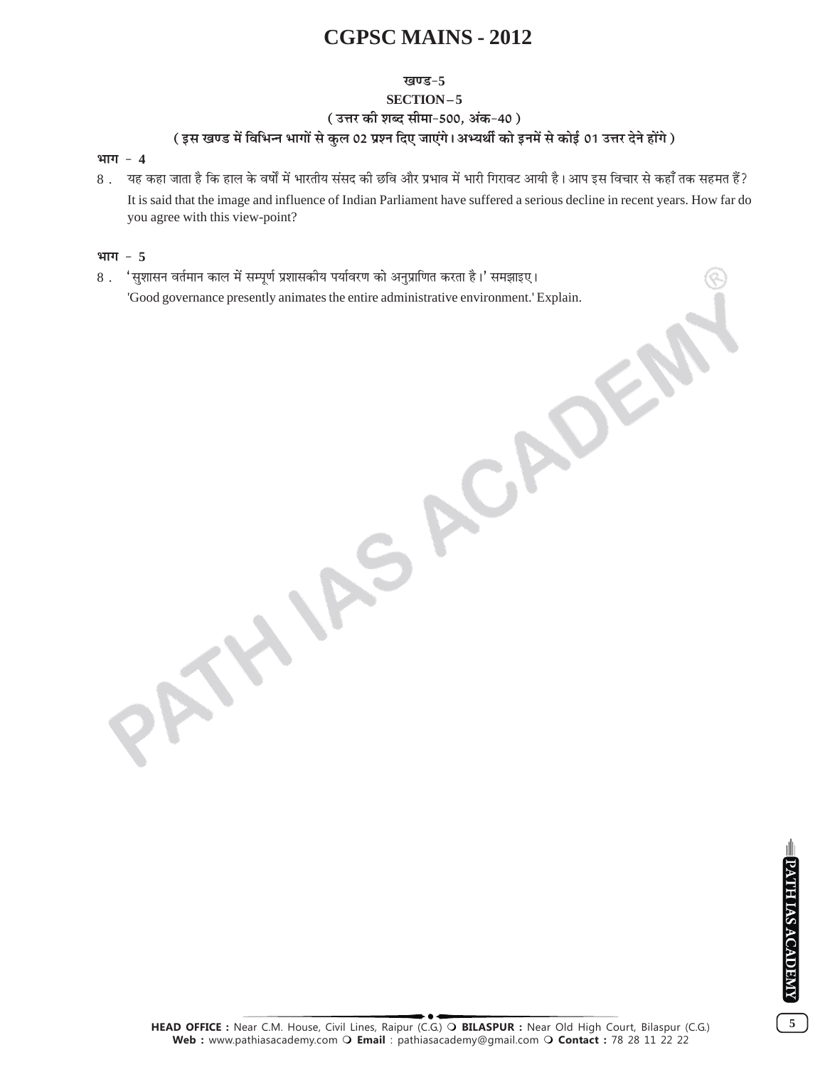# CGPSC MAINS - 2012

## खण्ड-5

## SECTION – 5

**( उत्तर की शब्द सीमा-500, अंक-40 )**

**( इस खण्ड में विभिन्न भागों से कुल 02 प्रश्न दिए जाएंगे। अभ्यर्थी को इनमें से कोई 01 उत्तर देने होंगे )**

**भाग - 4**

8 . यह कहा जाता है कि हाल के वर्षों में भारतीय संसद की छवि और प्रभाव में भारी गिरावट आयी है। आप इस विचार से कहाँ तक सहमत हैं?

It is said that the image and influence of Indian Parliament have suffered a serious decline in recent years. How far do you agree with this view-point?

**भाग - 5**

8 . 'सुशासन वर्तमान काल में सम्पूर्ण प्रशासकीय पर्यावरण को अनुप्राणित करता है।' समझाइए।

'Good governance presently animates the entire administrative environment.' Explain.